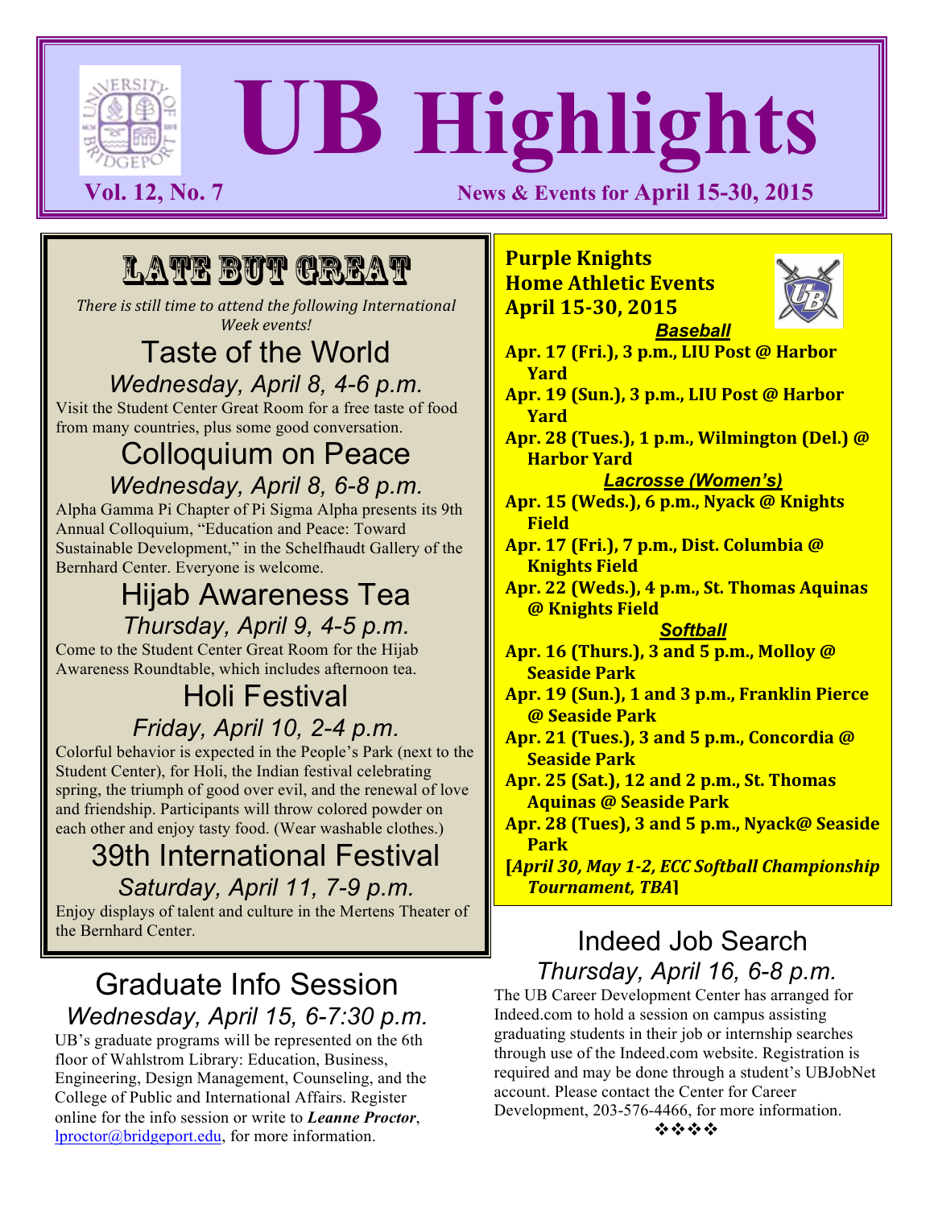# UB Highlights

**Vol. 12, No. 7** — **News & Events for April 15-30, 2015**

## LATE BUT GREAT

*There is still time to attend the following International Week events!*

### Taste of the World

*Wednesday, April 8, 4-6 p.m.*

Visit the Student Center Great Room for a free taste of food from many countries, plus some good conversation.

### Colloquium on Peace

*Wednesday, April 8, 6-8 p.m.*

Alpha Gamma Pi Chapter of Pi Sigma Alpha presents its 9th Annual Colloquium, "Education and Peace: Toward Sustainable Development," in the Schelfhaudt Gallery of the Bernhard Center. Everyone is welcome.

### Hijab Awareness Tea

*Thursday, April 9, 4-5 p.m.*

Come to the Student Center Great Room for the Hijab Awareness Roundtable, which includes afternoon tea.

### Holi Festival

*Friday, April 10, 2-4 p.m.*

Colorful behavior is expected in the People's Park (next to the Student Center), for Holi, the Indian festival celebrating spring, the triumph of good over evil, and the renewal of love and friendship. Participants will throw colored powder on each other and enjoy tasty food. (Wear washable clothes.)

### 39th International Festival

*Saturday, April 11, 7-9 p.m.*

Enjoy displays of talent and culture in the Mertens Theater of the Bernhard Center.

## Graduate Info Session

*Wednesday, April 15, 6-7:30 p.m.*

UB's graduate programs will be represented on the 6th floor of Wahlstrom Library: Education, Business, Engineering, Design Management, Counseling, and the College of Public and International Affairs. Register online for the info session or write to ***Leanne Proctor***, lproctor@bridgeport.edu, for more information.

## Purple Knights Home Athletic Events April 15-30, 2015

***Baseball***

- **Apr. 17 (Fri.), 3 p.m., LIU Post @ Harbor Yard**
- **Apr. 19 (Sun.), 3 p.m., LIU Post @ Harbor Yard**
- **Apr. 28 (Tues.), 1 p.m., Wilmington (Del.) @ Harbor Yard**

***Lacrosse (Women's)***

- **Apr. 15 (Weds.), 6 p.m., Nyack @ Knights Field**
- **Apr. 17 (Fri.), 7 p.m., Dist. Columbia @ Knights Field**
- **Apr. 22 (Weds.), 4 p.m., St. Thomas Aquinas @ Knights Field**

***Softball***

- **Apr. 16 (Thurs.), 3 and 5 p.m., Molloy @ Seaside Park**
- **Apr. 19 (Sun.), 1 and 3 p.m., Franklin Pierce @ Seaside Park**
- **Apr. 21 (Tues.), 3 and 5 p.m., Concordia @ Seaside Park**
- **Apr. 25 (Sat.), 12 and 2 p.m., St. Thomas Aquinas @ Seaside Park**
- **Apr. 28 (Tues), 3 and 5 p.m., Nyack@ Seaside Park**

**[*April 30, May 1-2, ECC Softball Championship Tournament, TBA*]**

## Indeed Job Search

*Thursday, April 16, 6-8 p.m.*

The UB Career Development Center has arranged for Indeed.com to hold a session on campus assisting graduating students in their job or internship searches through use of the Indeed.com website. Registration is required and may be done through a student's UBJobNet account. Please contact the Center for Career Development, 203-576-4466, for more information.

❖❖❖❖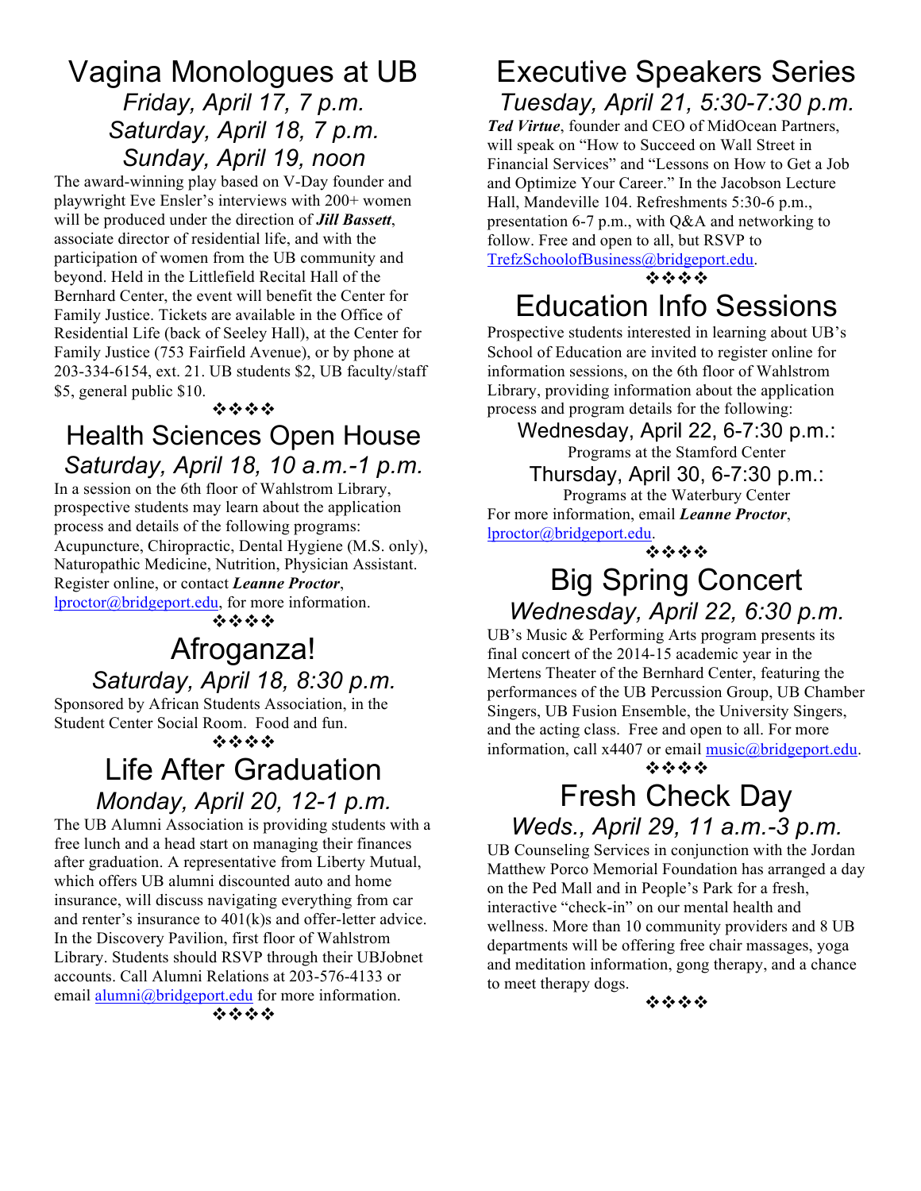## Vagina Monologues at UB

*Friday, April 17, 7 p.m.*
*Saturday, April 18, 7 p.m.*
*Sunday, April 19, noon*

The award-winning play based on V-Day founder and playwright Eve Ensler's interviews with 200+ women will be produced under the direction of ***Jill Bassett***, associate director of residential life, and with the participation of women from the UB community and beyond. Held in the Littlefield Recital Hall of the Bernhard Center, the event will benefit the Center for Family Justice. Tickets are available in the Office of Residential Life (back of Seeley Hall), at the Center for Family Justice (753 Fairfield Avenue), or by phone at 203-334-6154, ext. 21. UB students $2, UB faculty/staff $5, general public $10.

❖❖❖❖

## Health Sciences Open House

*Saturday, April 18, 10 a.m.-1 p.m.*

In a session on the 6th floor of Wahlstrom Library, prospective students may learn about the application process and details of the following programs: Acupuncture, Chiropractic, Dental Hygiene (M.S. only), Naturopathic Medicine, Nutrition, Physician Assistant. Register online, or contact ***Leanne Proctor***, lproctor@bridgeport.edu, for more information.

❖❖❖❖

## Afroganza!

*Saturday, April 18, 8:30 p.m.*

Sponsored by African Students Association, in the Student Center Social Room. Food and fun.

❖❖❖❖

## Life After Graduation

*Monday, April 20, 12-1 p.m.*

The UB Alumni Association is providing students with a free lunch and a head start on managing their finances after graduation. A representative from Liberty Mutual, which offers UB alumni discounted auto and home insurance, will discuss navigating everything from car and renter's insurance to 401(k)s and offer-letter advice. In the Discovery Pavilion, first floor of Wahlstrom Library. Students should RSVP through their UBJobnet accounts. Call Alumni Relations at 203-576-4133 or email alumni@bridgeport.edu for more information.

❖❖❖❖

## Executive Speakers Series

*Tuesday, April 21, 5:30-7:30 p.m.*

***Ted Virtue***, founder and CEO of MidOcean Partners, will speak on "How to Succeed on Wall Street in Financial Services" and "Lessons on How to Get a Job and Optimize Your Career." In the Jacobson Lecture Hall, Mandeville 104. Refreshments 5:30-6 p.m., presentation 6-7 p.m., with Q&A and networking to follow. Free and open to all, but RSVP to TrefzSchoolofBusiness@bridgeport.edu.

❖❖❖❖

## Education Info Sessions

Prospective students interested in learning about UB's School of Education are invited to register online for information sessions, on the 6th floor of Wahlstrom Library, providing information about the application process and program details for the following:

Wednesday, April 22, 6-7:30 p.m.:
Programs at the Stamford Center

Thursday, April 30, 6-7:30 p.m.:
Programs at the Waterbury Center

For more information, email ***Leanne Proctor***, lproctor@bridgeport.edu.

❖❖❖❖

## Big Spring Concert

*Wednesday, April 22, 6:30 p.m.*

UB's Music & Performing Arts program presents its final concert of the 2014-15 academic year in the Mertens Theater of the Bernhard Center, featuring the performances of the UB Percussion Group, UB Chamber Singers, UB Fusion Ensemble, the University Singers, and the acting class. Free and open to all. For more information, call x4407 or email music@bridgeport.edu.

❖❖❖❖

## Fresh Check Day

*Weds., April 29, 11 a.m.-3 p.m.*

UB Counseling Services in conjunction with the Jordan Matthew Porco Memorial Foundation has arranged a day on the Ped Mall and in People's Park for a fresh, interactive "check-in" on our mental health and wellness. More than 10 community providers and 8 UB departments will be offering free chair massages, yoga and meditation information, gong therapy, and a chance to meet therapy dogs.

❖❖❖❖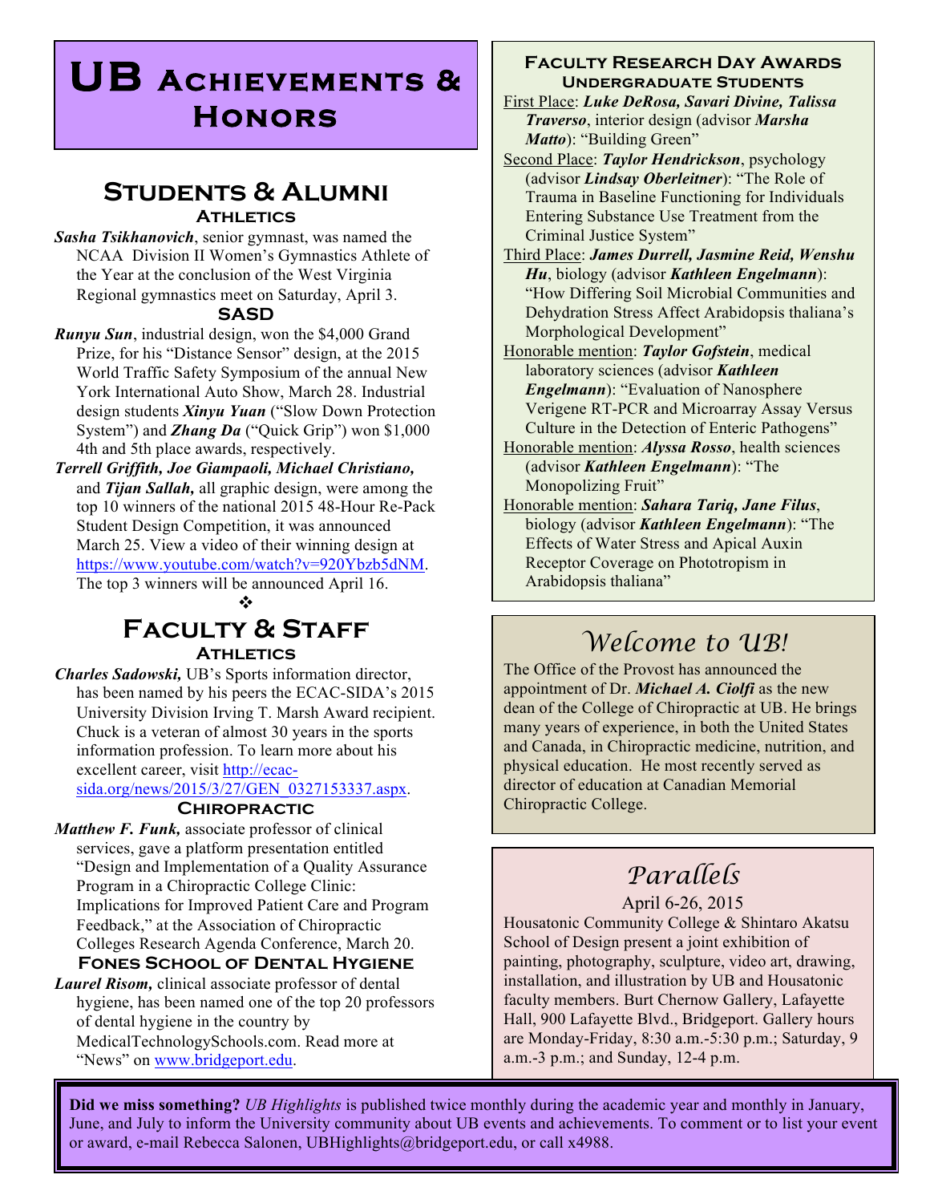# UB Achievements & Honors

## Students & Alumni

### Athletics

***Sasha Tsikhanovich***, senior gymnast, was named the NCAA Division II Women's Gymnastics Athlete of the Year at the conclusion of the West Virginia Regional gymnastics meet on Saturday, April 3.

### SASD

***Runyu Sun***, industrial design, won the $4,000 Grand Prize, for his "Distance Sensor" design, at the 2015 World Traffic Safety Symposium of the annual New York International Auto Show, March 28. Industrial design students ***Xinyu Yuan*** ("Slow Down Protection System") and ***Zhang Da*** ("Quick Grip") won $1,000 4th and 5th place awards, respectively.

***Terrell Griffith, Joe Giampaoli, Michael Christiano,*** and ***Tijan Sallah,*** all graphic design, were among the top 10 winners of the national 2015 48-Hour Re-Pack Student Design Competition, it was announced March 25. View a video of their winning design at https://www.youtube.com/watch?v=920Ybzb5dNM. The top 3 winners will be announced April 16.

❖

## Faculty & Staff

### Athletics

***Charles Sadowski,*** UB's Sports information director, has been named by his peers the ECAC-SIDA's 2015 University Division Irving T. Marsh Award recipient. Chuck is a veteran of almost 30 years in the sports information profession. To learn more about his excellent career, visit http://ecac-sida.org/news/2015/3/27/GEN_0327153337.aspx.

### Chiropractic

***Matthew F. Funk,*** associate professor of clinical services, gave a platform presentation entitled "Design and Implementation of a Quality Assurance Program in a Chiropractic College Clinic: Implications for Improved Patient Care and Program Feedback," at the Association of Chiropractic Colleges Research Agenda Conference, March 20.

### Fones School of Dental Hygiene

***Laurel Risom,*** clinical associate professor of dental hygiene, has been named one of the top 20 professors of dental hygiene in the country by MedicalTechnologySchools.com. Read more at "News" on www.bridgeport.edu.

## Faculty Research Day Awards
### Undergraduate Students

First Place: ***Luke DeRosa, Savari Divine, Talissa Traverso***, interior design (advisor ***Marsha Matto***): "Building Green"

Second Place: ***Taylor Hendrickson***, psychology (advisor ***Lindsay Oberleitner***): "The Role of Trauma in Baseline Functioning for Individuals Entering Substance Use Treatment from the Criminal Justice System"

Third Place: ***James Durrell, Jasmine Reid, Wenshu Hu***, biology (advisor ***Kathleen Engelmann***): "How Differing Soil Microbial Communities and Dehydration Stress Affect Arabidopsis thaliana's Morphological Development"

Honorable mention: ***Taylor Gofstein***, medical laboratory sciences (advisor ***Kathleen Engelmann***): "Evaluation of Nanosphere Verigene RT-PCR and Microarray Assay Versus Culture in the Detection of Enteric Pathogens"

Honorable mention: ***Alyssa Rosso***, health sciences (advisor ***Kathleen Engelmann***): "The Monopolizing Fruit"

Honorable mention: ***Sahara Tariq, Jane Filus***, biology (advisor ***Kathleen Engelmann***): "The Effects of Water Stress and Apical Auxin Receptor Coverage on Phototropism in Arabidopsis thaliana"

## *Welcome to UB!*

The Office of the Provost has announced the appointment of Dr. ***Michael A. Ciolfi*** as the new dean of the College of Chiropractic at UB. He brings many years of experience, in both the United States and Canada, in Chiropractic medicine, nutrition, and physical education. He most recently served as director of education at Canadian Memorial Chiropractic College.

## *Parallels*

April 6-26, 2015

Housatonic Community College & Shintaro Akatsu School of Design present a joint exhibition of painting, photography, sculpture, video art, drawing, installation, and illustration by UB and Housatonic faculty members. Burt Chernow Gallery, Lafayette Hall, 900 Lafayette Blvd., Bridgeport. Gallery hours are Monday-Friday, 8:30 a.m.-5:30 p.m.; Saturday, 9 a.m.-3 p.m.; and Sunday, 12-4 p.m.

**Did we miss something?** *UB Highlights* is published twice monthly during the academic year and monthly in January, June, and July to inform the University community about UB events and achievements. To comment or to list your event or award, e-mail Rebecca Salonen, UBHighlights@bridgeport.edu, or call x4988.